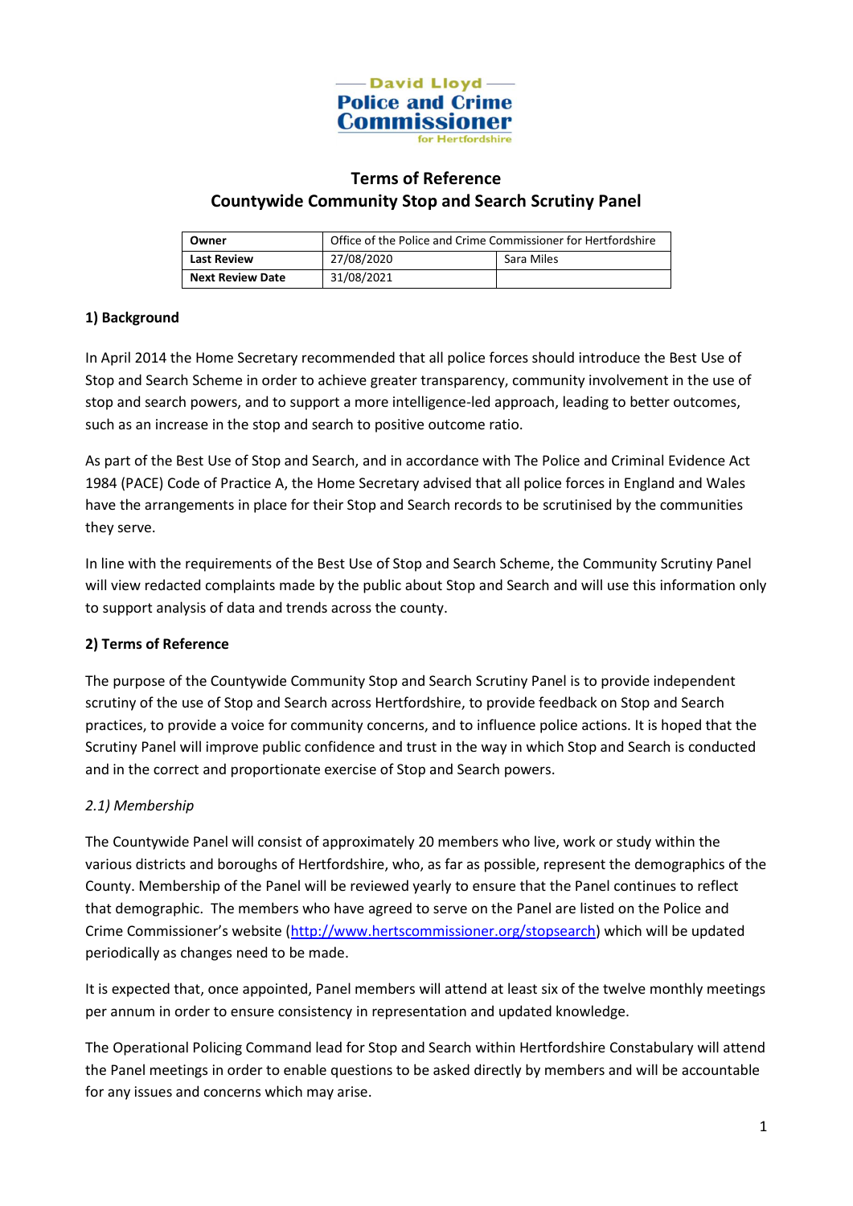David Lloyd
Police and Crime Commissioner
for Hertfordshire

# Terms of Reference
# Countywide Community Stop and Search Scrutiny Panel

| | | |
|---|---|---|
| **Owner** | Office of the Police and Crime Commissioner for Hertfordshire | |
| **Last Review** | 27/08/2020 | Sara Miles |
| **Next Review Date** | 31/08/2021 | |

## 1) Background

In April 2014 the Home Secretary recommended that all police forces should introduce the Best Use of Stop and Search Scheme in order to achieve greater transparency, community involvement in the use of stop and search powers, and to support a more intelligence-led approach, leading to better outcomes, such as an increase in the stop and search to positive outcome ratio.

As part of the Best Use of Stop and Search, and in accordance with The Police and Criminal Evidence Act 1984 (PACE) Code of Practice A, the Home Secretary advised that all police forces in England and Wales have the arrangements in place for their Stop and Search records to be scrutinised by the communities they serve.

In line with the requirements of the Best Use of Stop and Search Scheme, the Community Scrutiny Panel will view redacted complaints made by the public about Stop and Search and will use this information only to support analysis of data and trends across the county.

## 2) Terms of Reference

The purpose of the Countywide Community Stop and Search Scrutiny Panel is to provide independent scrutiny of the use of Stop and Search across Hertfordshire, to provide feedback on Stop and Search practices, to provide a voice for community concerns, and to influence police actions. It is hoped that the Scrutiny Panel will improve public confidence and trust in the way in which Stop and Search is conducted and in the correct and proportionate exercise of Stop and Search powers.

### *2.1) Membership*

The Countywide Panel will consist of approximately 20 members who live, work or study within the various districts and boroughs of Hertfordshire, who, as far as possible, represent the demographics of the County. Membership of the Panel will be reviewed yearly to ensure that the Panel continues to reflect that demographic. The members who have agreed to serve on the Panel are listed on the Police and Crime Commissioner's website (http://www.hertscommissioner.org/stopsearch) which will be updated periodically as changes need to be made.

It is expected that, once appointed, Panel members will attend at least six of the twelve monthly meetings per annum in order to ensure consistency in representation and updated knowledge.

The Operational Policing Command lead for Stop and Search within Hertfordshire Constabulary will attend the Panel meetings in order to enable questions to be asked directly by members and will be accountable for any issues and concerns which may arise.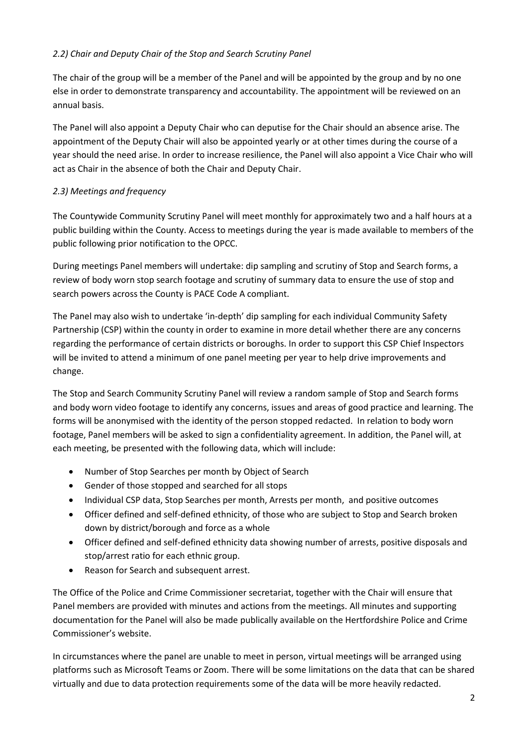*2.2) Chair and Deputy Chair of the Stop and Search Scrutiny Panel*

The chair of the group will be a member of the Panel and will be appointed by the group and by no one else in order to demonstrate transparency and accountability. The appointment will be reviewed on an annual basis.

The Panel will also appoint a Deputy Chair who can deputise for the Chair should an absence arise. The appointment of the Deputy Chair will also be appointed yearly or at other times during the course of a year should the need arise. In order to increase resilience, the Panel will also appoint a Vice Chair who will act as Chair in the absence of both the Chair and Deputy Chair.

*2.3) Meetings and frequency*

The Countywide Community Scrutiny Panel will meet monthly for approximately two and a half hours at a public building within the County. Access to meetings during the year is made available to members of the public following prior notification to the OPCC.

During meetings Panel members will undertake: dip sampling and scrutiny of Stop and Search forms, a review of body worn stop search footage and scrutiny of summary data to ensure the use of stop and search powers across the County is PACE Code A compliant.

The Panel may also wish to undertake 'in-depth' dip sampling for each individual Community Safety Partnership (CSP) within the county in order to examine in more detail whether there are any concerns regarding the performance of certain districts or boroughs. In order to support this CSP Chief Inspectors will be invited to attend a minimum of one panel meeting per year to help drive improvements and change.

The Stop and Search Community Scrutiny Panel will review a random sample of Stop and Search forms and body worn video footage to identify any concerns, issues and areas of good practice and learning. The forms will be anonymised with the identity of the person stopped redacted. In relation to body worn footage, Panel members will be asked to sign a confidentiality agreement. In addition, the Panel will, at each meeting, be presented with the following data, which will include:

- Number of Stop Searches per month by Object of Search
- Gender of those stopped and searched for all stops
- Individual CSP data, Stop Searches per month, Arrests per month, and positive outcomes
- Officer defined and self-defined ethnicity, of those who are subject to Stop and Search broken down by district/borough and force as a whole
- Officer defined and self-defined ethnicity data showing number of arrests, positive disposals and stop/arrest ratio for each ethnic group.
- Reason for Search and subsequent arrest.

The Office of the Police and Crime Commissioner secretariat, together with the Chair will ensure that Panel members are provided with minutes and actions from the meetings. All minutes and supporting documentation for the Panel will also be made publically available on the Hertfordshire Police and Crime Commissioner's website.

In circumstances where the panel are unable to meet in person, virtual meetings will be arranged using platforms such as Microsoft Teams or Zoom. There will be some limitations on the data that can be shared virtually and due to data protection requirements some of the data will be more heavily redacted.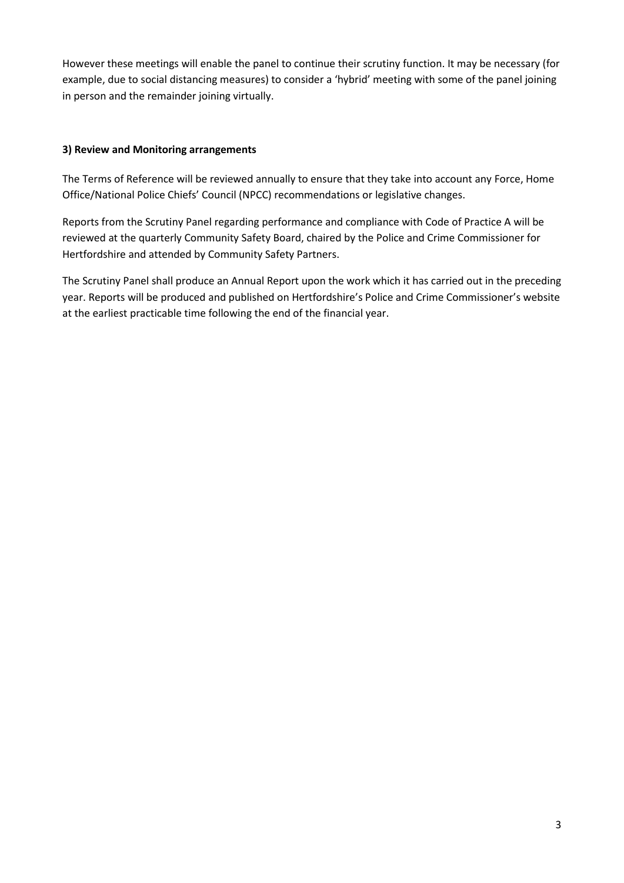However these meetings will enable the panel to continue their scrutiny function. It may be necessary (for example, due to social distancing measures) to consider a 'hybrid' meeting with some of the panel joining in person and the remainder joining virtually.

**3) Review and Monitoring arrangements**

The Terms of Reference will be reviewed annually to ensure that they take into account any Force, Home Office/National Police Chiefs' Council (NPCC) recommendations or legislative changes.

Reports from the Scrutiny Panel regarding performance and compliance with Code of Practice A will be reviewed at the quarterly Community Safety Board, chaired by the Police and Crime Commissioner for Hertfordshire and attended by Community Safety Partners.

The Scrutiny Panel shall produce an Annual Report upon the work which it has carried out in the preceding year. Reports will be produced and published on Hertfordshire's Police and Crime Commissioner's website at the earliest practicable time following the end of the financial year.